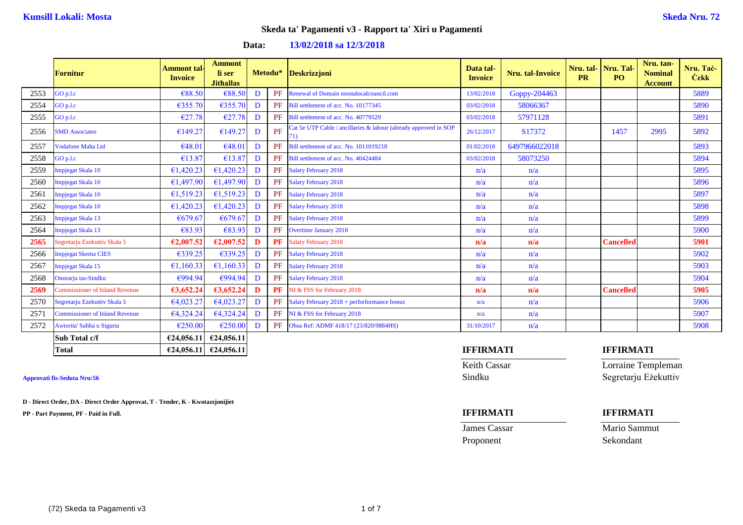**Kunsill Lokali: Mosta** **Skeda Nru. 72**

## Skeda ta' Pagamenti v3 - Rapport ta' Xiri u Pagamenti

**Data: 13/02/2018 sa 12/3/2018**

| | Fornitur | Ammont tal-Invoice | Ammont li ser Jithallas | Metodu* | | Deskrizzjoni | Data tal-Invoice | Nru. tal-Invoice | Nru. tal-PR | Nru. Tal-PO | Nru. tan-Nominal Account | Nru. Taċ-Ċekk |
|---|---|---|---|---|---|---|---|---|---|---|---|---|
| 2553 | GO p.l.c | €88.50 | €88.50 | D | PF | Renewal of Domain mostalocalcouncil.com | 13/02/2018 | Goppy-204463 | | | | 5889 |
| 2554 | GO p.l.c | €355.70 | €355.70 | D | PF | Bill settlement of acc. No. 10177345 | 03/02/2018 | 58066367 | | | | 5890 |
| 2555 | GO p.l.c | €27.78 | €27.78 | D | PF | Bill settlement of acc. No. 40779529 | 03/02/2018 | 57971128 | | | | 5891 |
| 2556 | SMD Associates | €149.27 | €149.27 | D | PF | Cat 5e UTP Cable / ancillaries & labour (already approved in SOP 71) | 26/12/2017 | S17372 | | 1457 | 2995 | 5892 |
| 2557 | Vodafone Malta Ltd | €48.01 | €48.01 | D | PF | Bill settlement of acc. No. 1011019218 | 01/02/2018 | 6497966022018 | | | | 5893 |
| 2558 | GO p.l.c | €13.87 | €13.87 | D | PF | Bill settlement of acc. No. 40424484 | 03/02/2018 | 58073250 | | | | 5894 |
| 2559 | Impjegat Skala 10 | €1,420.23 | €1,420.23 | D | PF | Salary February 2018 | n/a | n/a | | | | 5895 |
| 2560 | Impjegat Skala 10 | €1,497.90 | €1,497.90 | D | PF | Salary February 2018 | n/a | n/a | | | | 5896 |
| 2561 | Impjegat Skala 10 | €1,519.23 | €1,519.23 | D | PF | Salary February 2018 | n/a | n/a | | | | 5897 |
| 2562 | Impjegat Skala 10 | €1,420.23 | €1,420.23 | D | PF | Salary February 2018 | n/a | n/a | | | | 5898 |
| 2563 | Impjegat Skala 13 | €679.67 | €679.67 | D | PF | Salary February 2018 | n/a | n/a | | | | 5899 |
| 2564 | Impjegat Skala 13 | €83.93 | €83.93 | D | PF | Overtime January 2018 | n/a | n/a | | | | 5900 |
| **2565** | Segretarju Ezekuttiv Skala 5 | **€2,007.52** | **€2,007.52** | **D** | **PF** | Salary February 2018 | **n/a** | **n/a** | | **Cancelled** | | **5901** |
| 2566 | Impjegat Skema CIES | €339.25 | €339.25 | D | PF | Salary February 2018 | n/a | n/a | | | | 5902 |
| 2567 | Impjegat Skala 15 | €1,160.33 | €1,160.33 | D | PF | Salary February 2018 | n/a | n/a | | | | 5903 |
| 2568 | Onorarju tas-Sindku | €994.94 | €994.94 | D | PF | Salary February 2018 | n/a | n/a | | | | 5904 |
| **2569** | Commissioner of Inland Revenue | **€3,652.24** | **€3,652.24** | **D** | **PF** | NI & FSS for February 2018 | **n/a** | **n/a** | | **Cancelled** | | **5905** |
| 2570 | Segretarju Ezekuttiv Skala 5 | €4,023.27 | €4,023.27 | D | PF | Salary February 2018 + performance bonus | n/a | n/a | | | | 5906 |
| 2571 | Commissioner of Inland Revenue | €4,324.24 | €4,324.24 | D | PF | NI & FSS for February 2018 | n/a | n/a | | | | 5907 |
| 2572 | Awtorita' Sahha u Sigurta | €250.00 | €250.00 | D | PF | Ohsa Ref: ADMF 418/17 (23/820/9884HS) | 31/10/2017 | n/a | | | | 5908 |
| | **Sub Total c/f** | **€24,056.11** | **€24,056.11** | | | | | | | | | |
| | **Total** | **€24,056.11** | **€24,056.11** | | | | | | | | | |

**Approvati fis-Seduta Nru:56**

**D - Direct Order, DA - Direct Order Approvat, T - Tender, K - Kwotazzjonijiet**

**PP - Part Payment, PF - Paid in Full.**

**IFFIRMATI**

Keith Cassar
Sindku

**IFFIRMATI**

Lorraine Templeman
Segretarju Eżekuttiv

**IFFIRMATI**

James Cassar
Proponent

**IFFIRMATI**

Mario Sammut
Sekondant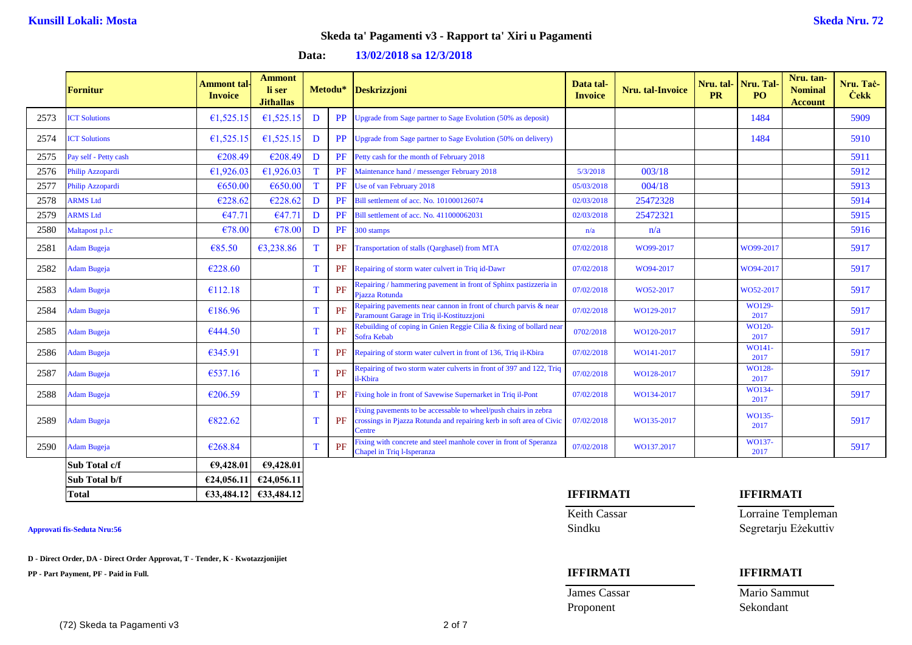**Kunsill Lokali: Mosta** **Skeda Nru. 72**

## Skeda ta' Pagamenti v3 - Rapport ta' Xiri u Pagamenti

**Data: 13/02/2018 sa 12/3/2018**

| | Fornitur | Ammont tal-Invoice | Ammont li ser Jithallas | Metodu* | | Deskrizzjoni | Data tal-Invoice | Nru. tal-Invoice | Nru. tal-PR | Nru. Tal-PO | Nru. tan-Nominal Account | Nru. Taċ-Ċekk |
|---|---|---|---|---|---|---|---|---|---|---|---|---|
| 2573 | ICT Solutions | €1,525.15 | €1,525.15 | D | PP | Upgrade from Sage partner to Sage Evolution (50% as deposit) | | | | 1484 | | 5909 |
| 2574 | ICT Solutions | €1,525.15 | €1,525.15 | D | PP | Upgrade from Sage partner to Sage Evolution (50% on delivery) | | | | 1484 | | 5910 |
| 2575 | Pay self - Petty cash | €208.49 | €208.49 | D | PF | Petty cash for the month of February 2018 | | | | | | 5911 |
| 2576 | Philip Azzopardi | €1,926.03 | €1,926.03 | T | PF | Maintenance hand / messenger February 2018 | 5/3/2018 | 003/18 | | | | 5912 |
| 2577 | Philip Azzopardi | €650.00 | €650.00 | T | PF | Use of van February 2018 | 05/03/2018 | 004/18 | | | | 5913 |
| 2578 | ARMS Ltd | €228.62 | €228.62 | D | PF | Bill settlement of acc. No. 101000126074 | 02/03/2018 | 25472328 | | | | 5914 |
| 2579 | ARMS Ltd | €47.71 | €47.71 | D | PF | Bill settlement of acc. No. 411000062031 | 02/03/2018 | 25472321 | | | | 5915 |
| 2580 | Maltapost p.l.c | €78.00 | €78.00 | D | PF | 300 stamps | n/a | n/a | | | | 5916 |
| 2581 | Adam Bugeja | €85.50 | €3,238.86 | T | PF | Transportation of stalls (Qarghasel) from MTA | 07/02/2018 | WO99-2017 | | WO99-2017 | | 5917 |
| 2582 | Adam Bugeja | €228.60 | | T | PF | Repairing of storm water culvert in Triq id-Dawr | 07/02/2018 | WO94-2017 | | WO94-2017 | | 5917 |
| 2583 | Adam Bugeja | €112.18 | | T | PF | Repairing / hammering pavement in front of Sphinx pastizzeria in Pjazza Rotunda | 07/02/2018 | WO52-2017 | | WO52-2017 | | 5917 |
| 2584 | Adam Bugeja | €186.96 | | T | PF | Repairing pavements near cannon in front of church parvis & near Paramount Garage in Triq il-Kostituzzjoni | 07/02/2018 | WO129-2017 | | WO129-2017 | | 5917 |
| 2585 | Adam Bugeja | €444.50 | | T | PF | Rebuilding of coping in Gnien Reggie Cilia & fixing of bollard near Sofra Kebab | 0702/2018 | WO120-2017 | | WO120-2017 | | 5917 |
| 2586 | Adam Bugeja | €345.91 | | T | PF | Repairing of storm water culvert in front of 136, Triq il-Kbira | 07/02/2018 | WO141-2017 | | WO141-2017 | | 5917 |
| 2587 | Adam Bugeja | €537.16 | | T | PF | Repairing of two storm water culverts in front of 397 and 122, Triq il-Kbira | 07/02/2018 | WO128-2017 | | WO128-2017 | | 5917 |
| 2588 | Adam Bugeja | €206.59 | | T | PF | Fixing hole in front of Savewise Supernarket in Triq il-Pont | 07/02/2018 | WO134-2017 | | WO134-2017 | | 5917 |
| 2589 | Adam Bugeja | €822.62 | | T | PF | Fixing pavements to be accessable to wheel/push chairs in zebra crossings in Pjazza Rotunda and repairing kerb in soft area of Civic Centre | 07/02/2018 | WO135-2017 | | WO135-2017 | | 5917 |
| 2590 | Adam Bugeja | €268.84 | | T | PF | Fixing with concrete and steel manhole cover in front of Speranza Chapel in Triq l-Isperanza | 07/02/2018 | WO137.2017 | | WO137-2017 | | 5917 |
| | **Sub Total c/f** | **€9,428.01** | **€9,428.01** | | | | | | | | | |
| | **Sub Total b/f** | **€24,056.11** | **€24,056.11** | | | | | | | | | |
| | **Total** | **€33,484.12** | **€33,484.12** | | | | | | | | | |

**Approvati fis-Seduta Nru:56**

**D - Direct Order, DA - Direct Order Approvat, T - Tender, K - Kwotazzjonijiet**

**PP - Part Payment, PF - Paid in Full.**

**IFFIRMATI**

Keith Cassar
Sindku

**IFFIRMATI**

Lorraine Templeman
Segretarju Eżekuttiv

**IFFIRMATI**

James Cassar
Proponent

**IFFIRMATI**

Mario Sammut
Sekondant

(72) Skeda ta Pagamenti v3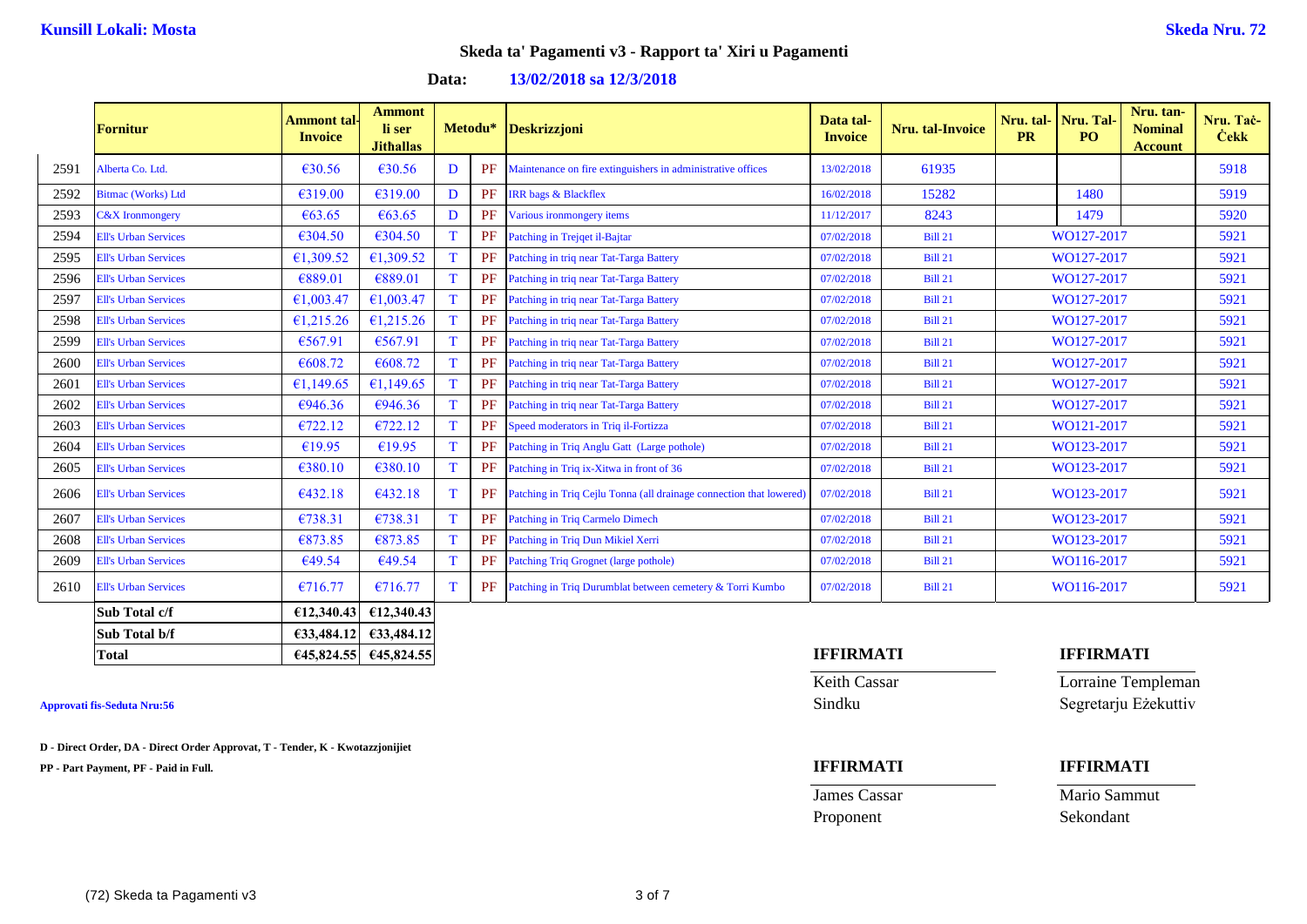**Kunsill Lokali: Mosta** **Skeda Nru. 72**

## Skeda ta' Pagamenti v3 - Rapport ta' Xiri u Pagamenti

**Data: 13/02/2018 sa 12/3/2018**

| | Fornitur | Ammont tal-Invoice | Ammont li ser Jithallas | Metodu* | | Deskrizzjoni | Data tal-Invoice | Nru. tal-Invoice | Nru. tal-PR | Nru. Tal-PO | Nru. tan-Nominal Account | Nru. Taċ-Ċekk |
|---|---|---|---|---|---|---|---|---|---|---|---|---|
| 2591 | Alberta Co. Ltd. | €30.56 | €30.56 | D | PF | Maintenance on fire extinguishers in administrative offices | 13/02/2018 | 61935 | | | | 5918 |
| 2592 | Bitmac (Works) Ltd | €319.00 | €319.00 | D | PF | IRR bags & Blackflex | 16/02/2018 | 15282 | | 1480 | | 5919 |
| 2593 | C&X Ironmongery | €63.65 | €63.65 | D | PF | Various ironmongery items | 11/12/2017 | 8243 | | 1479 | | 5920 |
| 2594 | Ell's Urban Services | €304.50 | €304.50 | T | PF | Patching in Trejqet il-Bajtar | 07/02/2018 | Bill 21 | | WO127-2017 | | 5921 |
| 2595 | Ell's Urban Services | €1,309.52 | €1,309.52 | T | PF | Patching in triq near Tat-Targa Battery | 07/02/2018 | Bill 21 | | WO127-2017 | | 5921 |
| 2596 | Ell's Urban Services | €889.01 | €889.01 | T | PF | Patching in triq near Tat-Targa Battery | 07/02/2018 | Bill 21 | | WO127-2017 | | 5921 |
| 2597 | Ell's Urban Services | €1,003.47 | €1,003.47 | T | PF | Patching in triq near Tat-Targa Battery | 07/02/2018 | Bill 21 | | WO127-2017 | | 5921 |
| 2598 | Ell's Urban Services | €1,215.26 | €1,215.26 | T | PF | Patching in triq near Tat-Targa Battery | 07/02/2018 | Bill 21 | | WO127-2017 | | 5921 |
| 2599 | Ell's Urban Services | €567.91 | €567.91 | T | PF | Patching in triq near Tat-Targa Battery | 07/02/2018 | Bill 21 | | WO127-2017 | | 5921 |
| 2600 | Ell's Urban Services | €608.72 | €608.72 | T | PF | Patching in triq near Tat-Targa Battery | 07/02/2018 | Bill 21 | | WO127-2017 | | 5921 |
| 2601 | Ell's Urban Services | €1,149.65 | €1,149.65 | T | PF | Patching in triq near Tat-Targa Battery | 07/02/2018 | Bill 21 | | WO127-2017 | | 5921 |
| 2602 | Ell's Urban Services | €946.36 | €946.36 | T | PF | Patching in triq near Tat-Targa Battery | 07/02/2018 | Bill 21 | | WO127-2017 | | 5921 |
| 2603 | Ell's Urban Services | €722.12 | €722.12 | T | PF | Speed moderators in Triq il-Fortizza | 07/02/2018 | Bill 21 | | WO121-2017 | | 5921 |
| 2604 | Ell's Urban Services | €19.95 | €19.95 | T | PF | Patching in Triq Anglu Gatt (Large pothole) | 07/02/2018 | Bill 21 | | WO123-2017 | | 5921 |
| 2605 | Ell's Urban Services | €380.10 | €380.10 | T | PF | Patching in Triq ix-Xitwa in front of 36 | 07/02/2018 | Bill 21 | | WO123-2017 | | 5921 |
| 2606 | Ell's Urban Services | €432.18 | €432.18 | T | PF | Patching in Triq Cejlu Tonna (all drainage connection that lowered) | 07/02/2018 | Bill 21 | | WO123-2017 | | 5921 |
| 2607 | Ell's Urban Services | €738.31 | €738.31 | T | PF | Patching in Triq Carmelo Dimech | 07/02/2018 | Bill 21 | | WO123-2017 | | 5921 |
| 2608 | Ell's Urban Services | €873.85 | €873.85 | T | PF | Patching in Triq Dun Mikiel Xerri | 07/02/2018 | Bill 21 | | WO123-2017 | | 5921 |
| 2609 | Ell's Urban Services | €49.54 | €49.54 | T | PF | Patching Triq Grognet (large pothole) | 07/02/2018 | Bill 21 | | WO116-2017 | | 5921 |
| 2610 | Ell's Urban Services | €716.77 | €716.77 | T | PF | Patching in Triq Durumblat between cemetery & Torri Kumbo | 07/02/2018 | Bill 21 | | WO116-2017 | | 5921 |
| | **Sub Total c/f** | **€12,340.43** | **€12,340.43** | | | | | | | | | |
| | **Sub Total b/f** | **€33,484.12** | **€33,484.12** | | | | | | | | | |
| | **Total** | **€45,824.55** | **€45,824.55** | | | | | | | | | |

**Approvati fis-Seduta Nru:56**

**D - Direct Order, DA - Direct Order Approvat, T - Tender, K - Kwotazzjonijiet**

**PP - Part Payment, PF - Paid in Full.**

| **IFFIRMATI** | **IFFIRMATI** |
|---|---|
| Keith Cassar | Lorraine Templeman |
| Sindku | Segretarju Eżekuttiv |

| **IFFIRMATI** | **IFFIRMATI** |
|---|---|
| James Cassar | Mario Sammut |
| Proponent | Sekondant |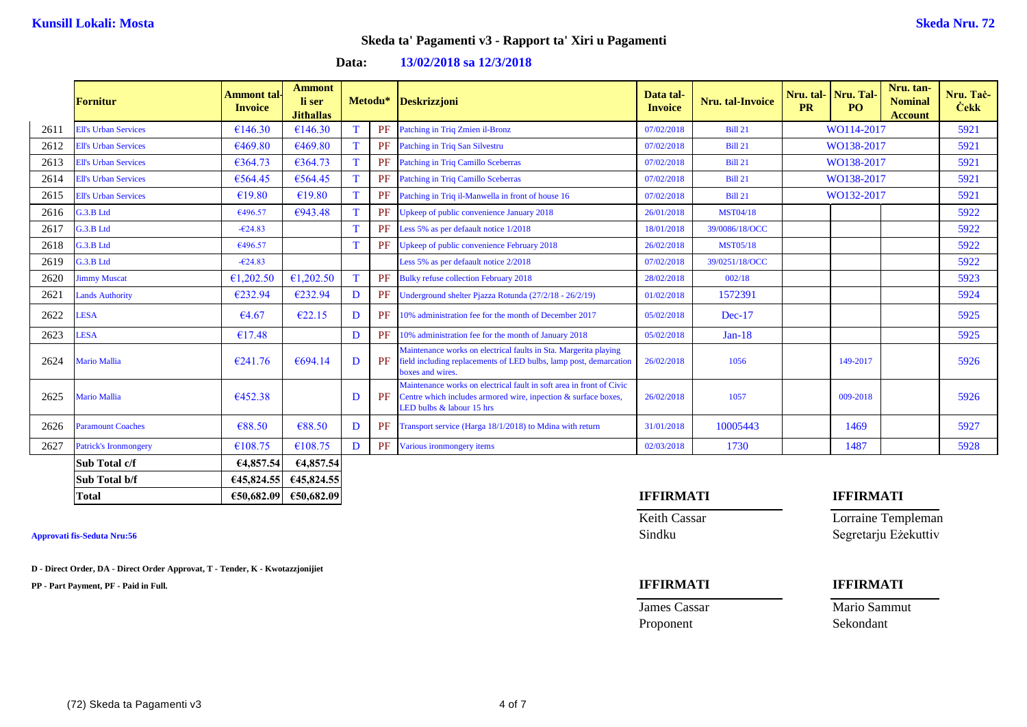**Kunsill Lokali: Mosta** **Skeda Nru. 72**

## Skeda ta' Pagamenti v3 - Rapport ta' Xiri u Pagamenti

**Data: 13/02/2018 sa 12/3/2018**

| | Fornitur | Ammont tal-Invoice | Ammont li ser Jithallas | Metodu* | | Deskrizzjoni | Data tal-Invoice | Nru. tal-Invoice | Nru. tal-PR | Nru. Tal-PO | Nru. tan-Nominal Account | Nru. Taċ-Ċekk |
|---|---|---|---|---|---|---|---|---|---|---|---|---|
| 2611 | Ell's Urban Services | €146.30 | €146.30 | T | PF | Patching in Triq Zmien il-Bronz | 07/02/2018 | Bill 21 | WO114-2017 | | | 5921 |
| 2612 | Ell's Urban Services | €469.80 | €469.80 | T | PF | Patching in Triq San Silvestru | 07/02/2018 | Bill 21 | WO138-2017 | | | 5921 |
| 2613 | Ell's Urban Services | €364.73 | €364.73 | T | PF | Patching in Triq Camillo Sceberras | 07/02/2018 | Bill 21 | WO138-2017 | | | 5921 |
| 2614 | Ell's Urban Services | €564.45 | €564.45 | T | PF | Patching in Triq Camillo Sceberras | 07/02/2018 | Bill 21 | WO138-2017 | | | 5921 |
| 2615 | Ell's Urban Services | €19.80 | €19.80 | T | PF | Patching in Triq il-Manwella in front of house 16 | 07/02/2018 | Bill 21 | WO132-2017 | | | 5921 |
| 2616 | G.3.B Ltd | €496.57 | €943.48 | T | PF | Upkeep of public convenience January 2018 | 26/01/2018 | MST04/18 | | | | 5922 |
| 2617 | G.3.B Ltd | -€24.83 | | T | PF | Less 5% as per defaault notice 1/2018 | 18/01/2018 | 39/0086/18/OCC | | | | 5922 |
| 2618 | G.3.B Ltd | €496.57 | | T | PF | Upkeep of public convenience February 2018 | 26/02/2018 | MST05/18 | | | | 5922 |
| 2619 | G.3.B Ltd | -€24.83 | | | | Less 5% as per defaault notice 2/2018 | 07/02/2018 | 39/0251/18/OCC | | | | 5922 |
| 2620 | Jimmy Muscat | €1,202.50 | €1,202.50 | T | PF | Bulky refuse collection February 2018 | 28/02/2018 | 002/18 | | | | 5923 |
| 2621 | Lands Authority | €232.94 | €232.94 | D | PF | Underground shelter Pjazza Rotunda (27/2/18 - 26/2/19) | 01/02/2018 | 1572391 | | | | 5924 |
| 2622 | LESA | €4.67 | €22.15 | D | PF | 10% administration fee for the month of December 2017 | 05/02/2018 | Dec-17 | | | | 5925 |
| 2623 | LESA | €17.48 | | D | PF | 10% administration fee for the month of January 2018 | 05/02/2018 | Jan-18 | | | | 5925 |
| 2624 | Mario Mallia | €241.76 | €694.14 | D | PF | Maintenance works on electrical faults in Sta. Margerita playing field including replacements of LED bulbs, lamp post, demarcation boxes and wires. | 26/02/2018 | 1056 | | 149-2017 | | 5926 |
| 2625 | Mario Mallia | €452.38 | | D | PF | Maintenance works on electrical fault in soft area in front of Civic Centre which includes armored wire, inpection & surface boxes, LED bulbs & labour 15 hrs | 26/02/2018 | 1057 | | 009-2018 | | 5926 |
| 2626 | Paramount Coaches | €88.50 | €88.50 | D | PF | Transport service (Harga 18/1/2018) to Mdina with return | 31/01/2018 | 10005443 | | 1469 | | 5927 |
| 2627 | Patrick's Ironmongery | €108.75 | €108.75 | D | PF | Various ironmongery items | 02/03/2018 | 1730 | | 1487 | | 5928 |
| | **Sub Total c/f** | **€4,857.54** | **€4,857.54** | | | | | | | | | |
| | **Sub Total b/f** | **€45,824.55** | **€45,824.55** | | | | | | | | | |
| | **Total** | **€50,682.09** | **€50,682.09** | | | | | | | | | |

**Approvati fis-Seduta Nru:56**

**D - Direct Order, DA - Direct Order Approvat, T - Tender, K - Kwotazzjonijiet**

**PP - Part Payment, PF - Paid in Full.**

| **IFFIRMATI** | **IFFIRMATI** |
|---|---|
| Keith Cassar | Lorraine Templeman |
| Sindku | Segretarju Eżekuttiv |

| **IFFIRMATI** | **IFFIRMATI** |
|---|---|
| James Cassar | Mario Sammut |
| Proponent | Sekondant |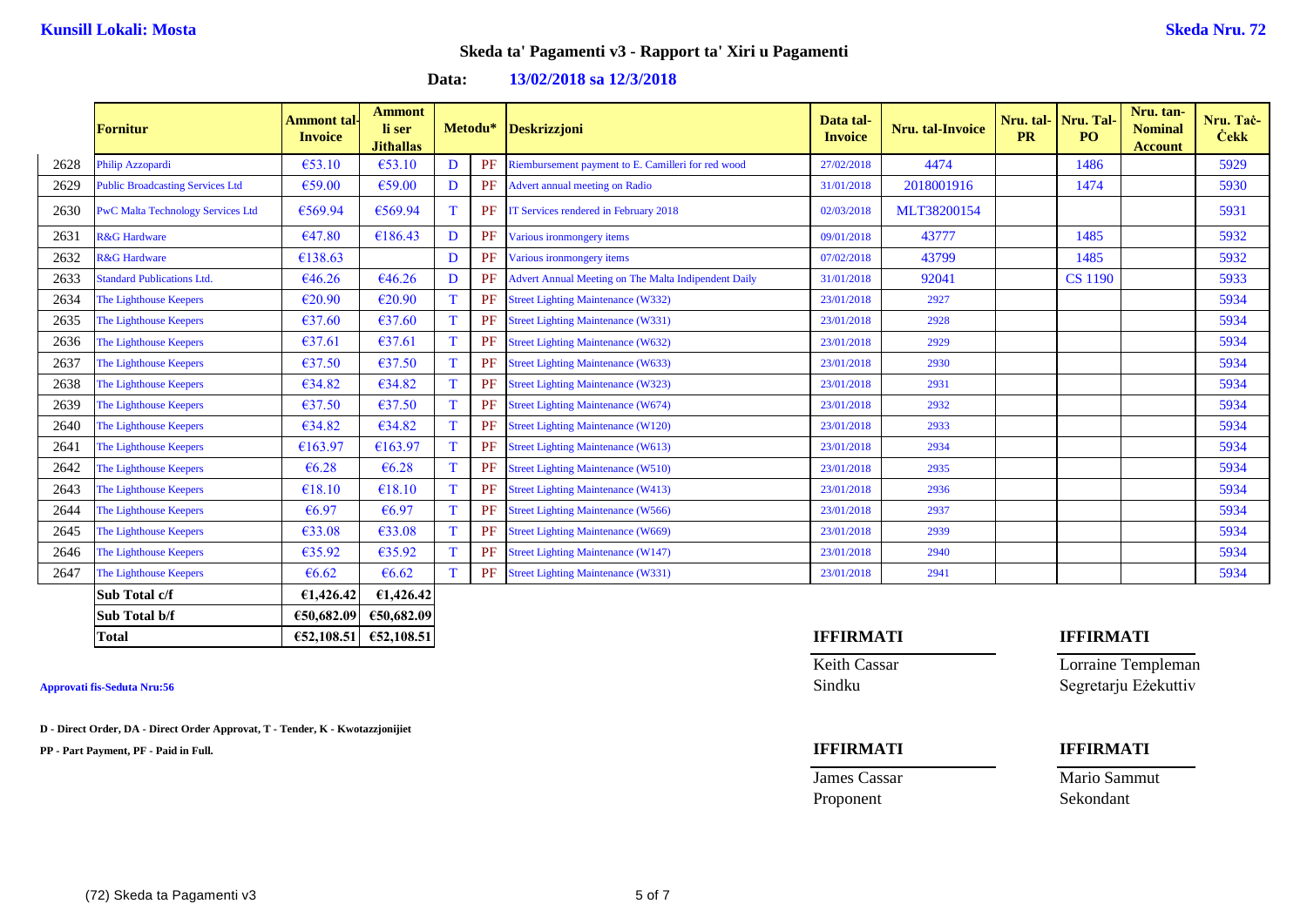**Kunsill Lokali: Mosta** **Skeda Nru. 72**

## Skeda ta' Pagamenti v3 - Rapport ta' Xiri u Pagamenti

**Data: 13/02/2018 sa 12/3/2018**

| | Fornitur | Ammont tal-Invoice | Ammont li ser Jithallas | Metodu* | | Deskrizzjoni | Data tal-Invoice | Nru. tal-Invoice | Nru. tal-PR | Nru. Tal-PO | Nru. tan-Nominal Account | Nru. Taċ-Ċekk |
|---|---|---|---|---|---|---|---|---|---|---|---|---|
| 2628 | Philip Azzopardi | €53.10 | €53.10 | D | PF | Riembursement payment to E. Camilleri for red wood | 27/02/2018 | 4474 | | 1486 | | 5929 |
| 2629 | Public Broadcasting Services Ltd | €59.00 | €59.00 | D | PF | Advert annual meeting on Radio | 31/01/2018 | 2018001916 | | 1474 | | 5930 |
| 2630 | PwC Malta Technology Services Ltd | €569.94 | €569.94 | T | PF | IT Services rendered in February 2018 | 02/03/2018 | MLT38200154 | | | | 5931 |
| 2631 | R&G Hardware | €47.80 | €186.43 | D | PF | Various ironmongery items | 09/01/2018 | 43777 | | 1485 | | 5932 |
| 2632 | R&G Hardware | €138.63 | | D | PF | Various ironmongery items | 07/02/2018 | 43799 | | 1485 | | 5932 |
| 2633 | Standard Publications Ltd. | €46.26 | €46.26 | D | PF | Advert Annual Meeting on The Malta Indipendent Daily | 31/01/2018 | 92041 | | CS 1190 | | 5933 |
| 2634 | The Lighthouse Keepers | €20.90 | €20.90 | T | PF | Street Lighting Maintenance (W332) | 23/01/2018 | 2927 | | | | 5934 |
| 2635 | The Lighthouse Keepers | €37.60 | €37.60 | T | PF | Street Lighting Maintenance (W331) | 23/01/2018 | 2928 | | | | 5934 |
| 2636 | The Lighthouse Keepers | €37.61 | €37.61 | T | PF | Street Lighting Maintenance (W632) | 23/01/2018 | 2929 | | | | 5934 |
| 2637 | The Lighthouse Keepers | €37.50 | €37.50 | T | PF | Street Lighting Maintenance (W633) | 23/01/2018 | 2930 | | | | 5934 |
| 2638 | The Lighthouse Keepers | €34.82 | €34.82 | T | PF | Street Lighting Maintenance (W323) | 23/01/2018 | 2931 | | | | 5934 |
| 2639 | The Lighthouse Keepers | €37.50 | €37.50 | T | PF | Street Lighting Maintenance (W674) | 23/01/2018 | 2932 | | | | 5934 |
| 2640 | The Lighthouse Keepers | €34.82 | €34.82 | T | PF | Street Lighting Maintenance (W120) | 23/01/2018 | 2933 | | | | 5934 |
| 2641 | The Lighthouse Keepers | €163.97 | €163.97 | T | PF | Street Lighting Maintenance (W613) | 23/01/2018 | 2934 | | | | 5934 |
| 2642 | The Lighthouse Keepers | €6.28 | €6.28 | T | PF | Street Lighting Maintenance (W510) | 23/01/2018 | 2935 | | | | 5934 |
| 2643 | The Lighthouse Keepers | €18.10 | €18.10 | T | PF | Street Lighting Maintenance (W413) | 23/01/2018 | 2936 | | | | 5934 |
| 2644 | The Lighthouse Keepers | €6.97 | €6.97 | T | PF | Street Lighting Maintenance (W566) | 23/01/2018 | 2937 | | | | 5934 |
| 2645 | The Lighthouse Keepers | €33.08 | €33.08 | T | PF | Street Lighting Maintenance (W669) | 23/01/2018 | 2939 | | | | 5934 |
| 2646 | The Lighthouse Keepers | €35.92 | €35.92 | T | PF | Street Lighting Maintenance (W147) | 23/01/2018 | 2940 | | | | 5934 |
| 2647 | The Lighthouse Keepers | €6.62 | €6.62 | T | PF | Street Lighting Maintenance (W331) | 23/01/2018 | 2941 | | | | 5934 |
| | **Sub Total c/f** | **€1,426.42** | **€1,426.42** | | | | | | | | | |
| | **Sub Total b/f** | **€50,682.09** | **€50,682.09** | | | | | | | | | |
| | **Total** | **€52,108.51** | **€52,108.51** | | | | | | | | | |

**Approvati fis-Seduta Nru:56**

**D - Direct Order, DA - Direct Order Approvat, T - Tender, K - Kwotazzjonijiet**

**PP - Part Payment, PF - Paid in Full.**

**IFFIRMATI**

Keith Cassar
Sindku

**IFFIRMATI**

Lorraine Templeman
Segretarju Eżekuttiv

**IFFIRMATI**

James Cassar
Proponent

**IFFIRMATI**

Mario Sammut
Sekondant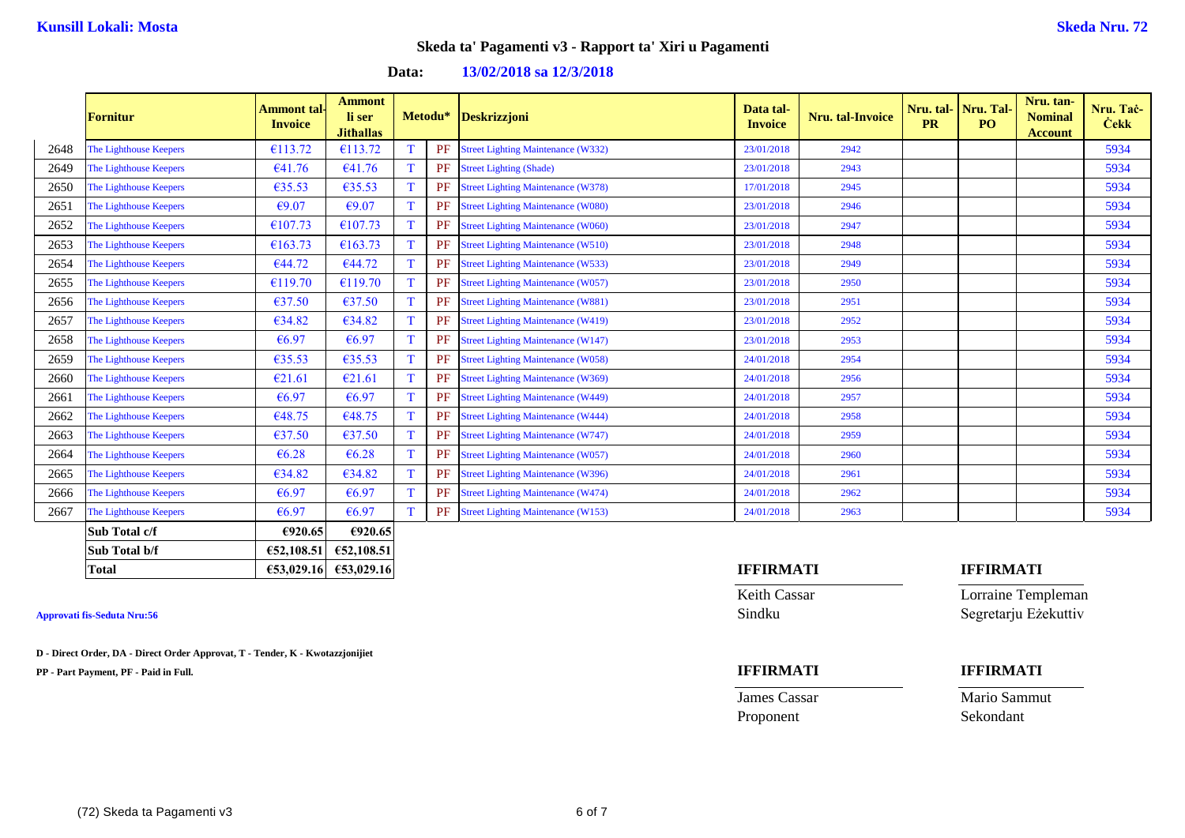**Kunsill Lokali: Mosta** **Skeda Nru. 72**

## Skeda ta' Pagamenti v3 - Rapport ta' Xiri u Pagamenti

**Data: 13/02/2018 sa 12/3/2018**

| | Fornitur | Ammont tal-Invoice | Ammont li ser Jithallas | Metodu* | | Deskrizzjoni | Data tal-Invoice | Nru. tal-Invoice | Nru. tal-PR | Nru. Tal-PO | Nru. tan-Nominal Account | Nru. Taċ-Ċekk |
|---|---|---|---|---|---|---|---|---|---|---|---|---|
| 2648 | The Lighthouse Keepers | €113.72 | €113.72 | T | PF | Street Lighting Maintenance (W332) | 23/01/2018 | 2942 | | | | 5934 |
| 2649 | The Lighthouse Keepers | €41.76 | €41.76 | T | PF | Street Lighting (Shade) | 23/01/2018 | 2943 | | | | 5934 |
| 2650 | The Lighthouse Keepers | €35.53 | €35.53 | T | PF | Street Lighting Maintenance (W378) | 17/01/2018 | 2945 | | | | 5934 |
| 2651 | The Lighthouse Keepers | €9.07 | €9.07 | T | PF | Street Lighting Maintenance (W080) | 23/01/2018 | 2946 | | | | 5934 |
| 2652 | The Lighthouse Keepers | €107.73 | €107.73 | T | PF | Street Lighting Maintenance (W060) | 23/01/2018 | 2947 | | | | 5934 |
| 2653 | The Lighthouse Keepers | €163.73 | €163.73 | T | PF | Street Lighting Maintenance (W510) | 23/01/2018 | 2948 | | | | 5934 |
| 2654 | The Lighthouse Keepers | €44.72 | €44.72 | T | PF | Street Lighting Maintenance (W533) | 23/01/2018 | 2949 | | | | 5934 |
| 2655 | The Lighthouse Keepers | €119.70 | €119.70 | T | PF | Street Lighting Maintenance (W057) | 23/01/2018 | 2950 | | | | 5934 |
| 2656 | The Lighthouse Keepers | €37.50 | €37.50 | T | PF | Street Lighting Maintenance (W881) | 23/01/2018 | 2951 | | | | 5934 |
| 2657 | The Lighthouse Keepers | €34.82 | €34.82 | T | PF | Street Lighting Maintenance (W419) | 23/01/2018 | 2952 | | | | 5934 |
| 2658 | The Lighthouse Keepers | €6.97 | €6.97 | T | PF | Street Lighting Maintenance (W147) | 23/01/2018 | 2953 | | | | 5934 |
| 2659 | The Lighthouse Keepers | €35.53 | €35.53 | T | PF | Street Lighting Maintenance (W058) | 24/01/2018 | 2954 | | | | 5934 |
| 2660 | The Lighthouse Keepers | €21.61 | €21.61 | T | PF | Street Lighting Maintenance (W369) | 24/01/2018 | 2956 | | | | 5934 |
| 2661 | The Lighthouse Keepers | €6.97 | €6.97 | T | PF | Street Lighting Maintenance (W449) | 24/01/2018 | 2957 | | | | 5934 |
| 2662 | The Lighthouse Keepers | €48.75 | €48.75 | T | PF | Street Lighting Maintenance (W444) | 24/01/2018 | 2958 | | | | 5934 |
| 2663 | The Lighthouse Keepers | €37.50 | €37.50 | T | PF | Street Lighting Maintenance (W747) | 24/01/2018 | 2959 | | | | 5934 |
| 2664 | The Lighthouse Keepers | €6.28 | €6.28 | T | PF | Street Lighting Maintenance (W057) | 24/01/2018 | 2960 | | | | 5934 |
| 2665 | The Lighthouse Keepers | €34.82 | €34.82 | T | PF | Street Lighting Maintenance (W396) | 24/01/2018 | 2961 | | | | 5934 |
| 2666 | The Lighthouse Keepers | €6.97 | €6.97 | T | PF | Street Lighting Maintenance (W474) | 24/01/2018 | 2962 | | | | 5934 |
| 2667 | The Lighthouse Keepers | €6.97 | €6.97 | T | PF | Street Lighting Maintenance (W153) | 24/01/2018 | 2963 | | | | 5934 |
| | **Sub Total c/f** | **€920.65** | **€920.65** | | | | | | | | | |
| | **Sub Total b/f** | **€52,108.51** | **€52,108.51** | | | | | | | | | |
| | **Total** | **€53,029.16** | **€53,029.16** | | | | | | | | | |

**Approvati fis-Seduta Nru:56**

**D - Direct Order, DA - Direct Order Approvat, T - Tender, K - Kwotazzjonijiet**

**PP - Part Payment, PF - Paid in Full.**

**IFFIRMATI**

Keith Cassar
Sindku

**IFFIRMATI**

Lorraine Templeman
Segretarju Eżekuttiv

**IFFIRMATI**

James Cassar
Proponent

**IFFIRMATI**

Mario Sammut
Sekondant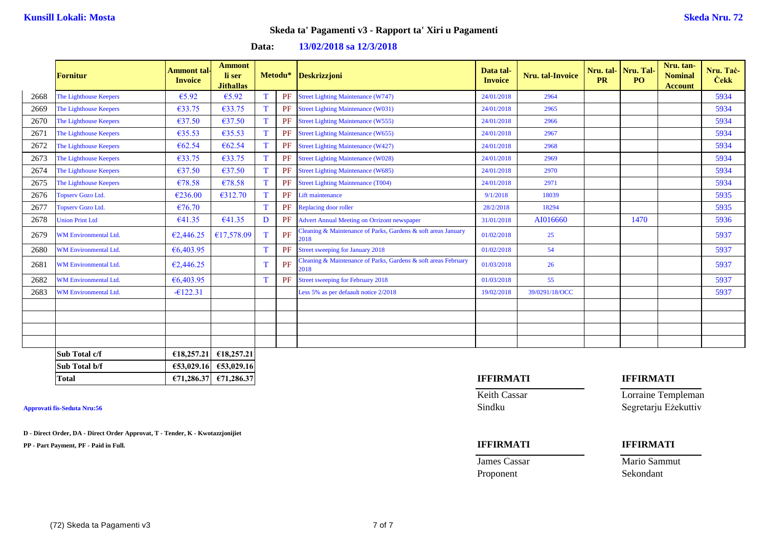**Kunsill Lokali: Mosta** **Skeda Nru. 72**

## Skeda ta' Pagamenti v3 - Rapport ta' Xiri u Pagamenti

**Data: 13/02/2018 sa 12/3/2018**

| | Fornitur | Ammont tal-Invoice | Ammont li ser Jithallas | Metodu* | | Deskrizzjoni | Data tal-Invoice | Nru. tal-Invoice | Nru. tal-PR | Nru. Tal-PO | Nru. tan-Nominal Account | Nru. Taċ-Ċekk |
|---|---|---|---|---|---|---|---|---|---|---|---|---|
| 2668 | The Lighthouse Keepers | €5.92 | €5.92 | T | PF | Street Lighting Maintenance (W747) | 24/01/2018 | 2964 | | | | 5934 |
| 2669 | The Lighthouse Keepers | €33.75 | €33.75 | T | PF | Street Lighting Maintenance (W031) | 24/01/2018 | 2965 | | | | 5934 |
| 2670 | The Lighthouse Keepers | €37.50 | €37.50 | T | PF | Street Lighting Maintenance (W555) | 24/01/2018 | 2966 | | | | 5934 |
| 2671 | The Lighthouse Keepers | €35.53 | €35.53 | T | PF | Street Lighting Maintenance (W655) | 24/01/2018 | 2967 | | | | 5934 |
| 2672 | The Lighthouse Keepers | €62.54 | €62.54 | T | PF | Street Lighting Maintenance (W427) | 24/01/2018 | 2968 | | | | 5934 |
| 2673 | The Lighthouse Keepers | €33.75 | €33.75 | T | PF | Street Lighting Maintenance (W028) | 24/01/2018 | 2969 | | | | 5934 |
| 2674 | The Lighthouse Keepers | €37.50 | €37.50 | T | PF | Street Lighting Maintenance (W685) | 24/01/2018 | 2970 | | | | 5934 |
| 2675 | The Lighthouse Keepers | €78.58 | €78.58 | T | PF | Street Lighting Maintenance (T004) | 24/01/2018 | 2971 | | | | 5934 |
| 2676 | Topserv Gozo Ltd. | €236.00 | €312.70 | T | PF | Lift maintenance | 9/1/2018 | 18039 | | | | 5935 |
| 2677 | Topserv Gozo Ltd. | €76.70 | | T | PF | Replacing door roller | 28/2/2018 | 18294 | | | | 5935 |
| 2678 | Union Print Ltd | €41.35 | €41.35 | D | PF | Advert Annual Meeting on Orrizont newspaper | 31/01/2018 | AI016660 | | 1470 | | 5936 |
| 2679 | WM Environmental Ltd. | €2,446.25 | €17,578.09 | T | PF | Cleaning & Maintenance of Parks, Gardens & soft areas January 2018 | 01/02/2018 | 25 | | | | 5937 |
| 2680 | WM Environmental Ltd. | €6,403.95 | | T | PF | Street sweeping for January 2018 | 01/02/2018 | 54 | | | | 5937 |
| 2681 | WM Environmental Ltd. | €2,446.25 | | T | PF | Cleaning & Maintenance of Parks, Gardens & soft areas February 2018 | 01/03/2018 | 26 | | | | 5937 |
| 2682 | WM Environmental Ltd. | €6,403.95 | | T | PF | Street sweeping for February 2018 | 01/03/2018 | 55 | | | | 5937 |
| 2683 | WM Environmental Ltd. | -€122.31 | | | | Less 5% as per defaault notice 2/2018 | 19/02/2018 | 39/0291/18/OCC | | | | 5937 |
| | | | | | | | | | | | | |
| | | | | | | | | | | | | |
| | | | | | | | | | | | | |
| | | | | | | | | | | | | |

| | | |
|---|---|---|
| **Sub Total c/f** | **€18,257.21** | **€18,257.21** |
| **Sub Total b/f** | **€53,029.16** | **€53,029.16** |
| **Total** | **€71,286.37** | **€71,286.37** |

**Approvati fis-Seduta Nru:56**

**D - Direct Order, DA - Direct Order Approvat, T - Tender, K - Kwotazzjonijiet**

**PP - Part Payment, PF - Paid in Full.**

**IFFIRMATI**

Keith Cassar
Sindku

**IFFIRMATI**

Lorraine Templeman
Segretarju Eżekuttiv

**IFFIRMATI**

James Cassar
Proponent

**IFFIRMATI**

Mario Sammut
Sekondant